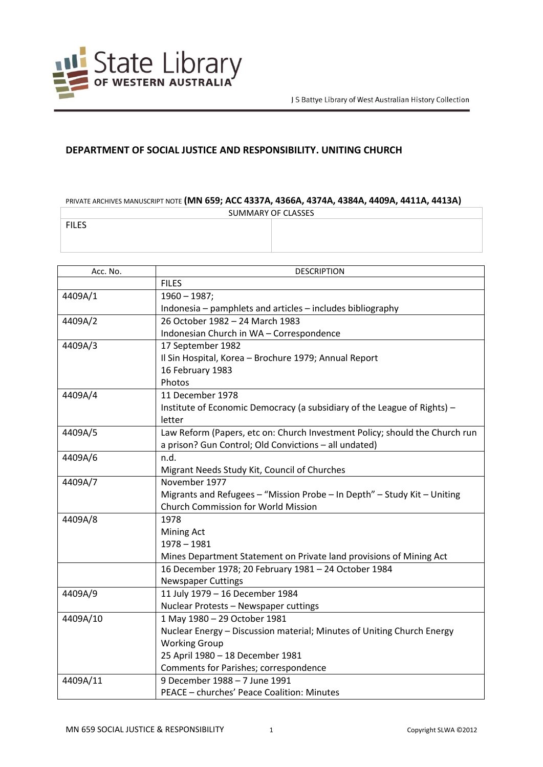State Library OF WESTERN AUSTRALIA

J S Battye Library of West Australian History Collection

## DEPARTMENT OF SOCIAL JUSTICE AND RESPONSIBILITY. UNITING CHURCH

PRIVATE ARCHIVES MANUSCRIPT NOTE **(MN 659; ACC 4337A, 4366A, 4374A, 4384A, 4409A, 4411A, 4413A)**

| SUMMARY OF CLASSES | |
|---|---|
| FILES | |

| Acc. No. | DESCRIPTION |
|---|---|
| | FILES |
| 4409A/1 | 1960 – 1987;<br>Indonesia – pamphlets and articles – includes bibliography |
| 4409A/2 | 26 October 1982 – 24 March 1983<br>Indonesian Church in WA – Correspondence |
| 4409A/3 | 17 September 1982<br>Il Sin Hospital, Korea – Brochure 1979; Annual Report<br>16 February 1983<br>Photos |
| 4409A/4 | 11 December 1978<br>Institute of Economic Democracy (a subsidiary of the League of Rights) – letter |
| 4409A/5 | Law Reform (Papers, etc on: Church Investment Policy; should the Church run a prison? Gun Control; Old Convictions – all undated) |
| 4409A/6 | n.d.<br>Migrant Needs Study Kit, Council of Churches |
| 4409A/7 | November 1977<br>Migrants and Refugees – "Mission Probe – In Depth" – Study Kit – Uniting Church Commission for World Mission |
| 4409A/8 | 1978<br>Mining Act<br>1978 – 1981<br>Mines Department Statement on Private land provisions of Mining Act |
| | 16 December 1978; 20 February 1981 – 24 October 1984<br>Newspaper Cuttings |
| 4409A/9 | 11 July 1979 – 16 December 1984<br>Nuclear Protests – Newspaper cuttings |
| 4409A/10 | 1 May 1980 – 29 October 1981<br>Nuclear Energy – Discussion material; Minutes of Uniting Church Energy Working Group<br>25 April 1980 – 18 December 1981<br>Comments for Parishes; correspondence |
| 4409A/11 | 9 December 1988 – 7 June 1991<br>PEACE – churches' Peace Coalition: Minutes |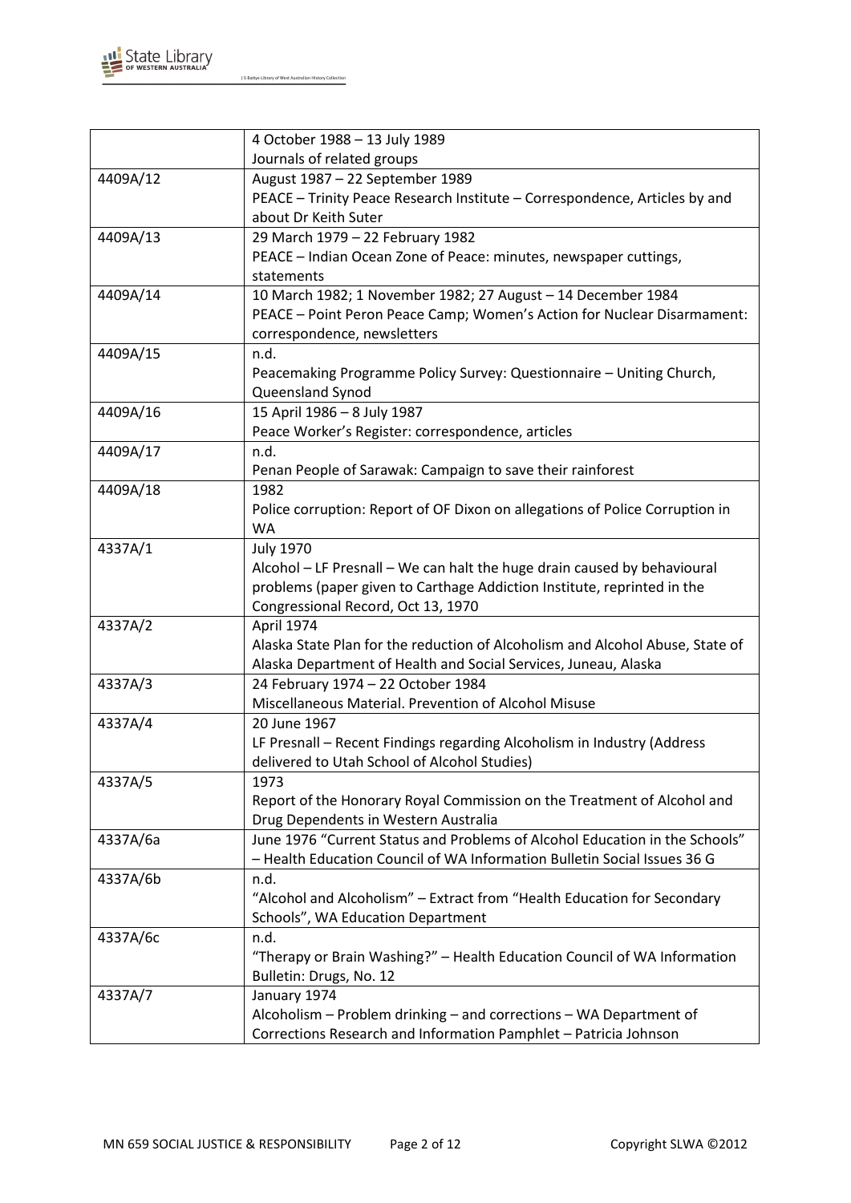| | |
|---|---|
| | 4 October 1988 – 13 July 1989<br>Journals of related groups |
| 4409A/12 | August 1987 – 22 September 1989<br>PEACE – Trinity Peace Research Institute – Correspondence, Articles by and about Dr Keith Suter |
| 4409A/13 | 29 March 1979 – 22 February 1982<br>PEACE – Indian Ocean Zone of Peace: minutes, newspaper cuttings, statements |
| 4409A/14 | 10 March 1982; 1 November 1982; 27 August – 14 December 1984<br>PEACE – Point Peron Peace Camp; Women's Action for Nuclear Disarmament: correspondence, newsletters |
| 4409A/15 | n.d.<br>Peacemaking Programme Policy Survey: Questionnaire – Uniting Church, Queensland Synod |
| 4409A/16 | 15 April 1986 – 8 July 1987<br>Peace Worker's Register: correspondence, articles |
| 4409A/17 | n.d.<br>Penan People of Sarawak: Campaign to save their rainforest |
| 4409A/18 | 1982<br>Police corruption: Report of OF Dixon on allegations of Police Corruption in WA |
| 4337A/1 | July 1970<br>Alcohol – LF Presnall – We can halt the huge drain caused by behavioural problems (paper given to Carthage Addiction Institute, reprinted in the Congressional Record, Oct 13, 1970 |
| 4337A/2 | April 1974<br>Alaska State Plan for the reduction of Alcoholism and Alcohol Abuse, State of Alaska Department of Health and Social Services, Juneau, Alaska |
| 4337A/3 | 24 February 1974 – 22 October 1984<br>Miscellaneous Material. Prevention of Alcohol Misuse |
| 4337A/4 | 20 June 1967<br>LF Presnall – Recent Findings regarding Alcoholism in Industry (Address delivered to Utah School of Alcohol Studies) |
| 4337A/5 | 1973<br>Report of the Honorary Royal Commission on the Treatment of Alcohol and Drug Dependents in Western Australia |
| 4337A/6a | June 1976 "Current Status and Problems of Alcohol Education in the Schools" – Health Education Council of WA Information Bulletin Social Issues 36 G |
| 4337A/6b | n.d.<br>"Alcohol and Alcoholism" – Extract from "Health Education for Secondary Schools", WA Education Department |
| 4337A/6c | n.d.<br>"Therapy or Brain Washing?" – Health Education Council of WA Information Bulletin: Drugs, No. 12 |
| 4337A/7 | January 1974<br>Alcoholism – Problem drinking – and corrections – WA Department of Corrections Research and Information Pamphlet – Patricia Johnson |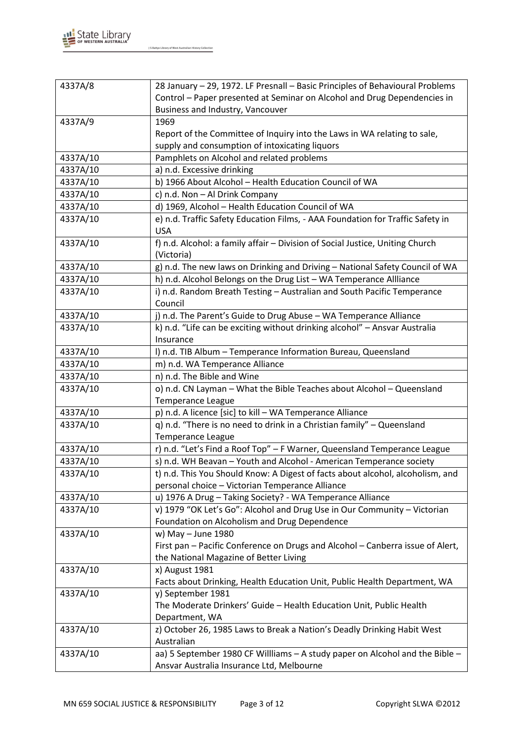| 4337A/8 | 28 January – 29, 1972. LF Presnall – Basic Principles of Behavioural Problems Control – Paper presented at Seminar on Alcohol and Drug Dependencies in Business and Industry, Vancouver |
|---|---|
| 4337A/9 | 1969<br>Report of the Committee of Inquiry into the Laws in WA relating to sale, supply and consumption of intoxicating liquors |
| 4337A/10 | Pamphlets on Alcohol and related problems |
| 4337A/10 | a) n.d. Excessive drinking |
| 4337A/10 | b) 1966 About Alcohol – Health Education Council of WA |
| 4337A/10 | c) n.d. Non – Al Drink Company |
| 4337A/10 | d) 1969, Alcohol – Health Education Council of WA |
| 4337A/10 | e) n.d. Traffic Safety Education Films, - AAA Foundation for Traffic Safety in USA |
| 4337A/10 | f) n.d. Alcohol: a family affair – Division of Social Justice, Uniting Church (Victoria) |
| 4337A/10 | g) n.d. The new laws on Drinking and Driving – National Safety Council of WA |
| 4337A/10 | h) n.d. Alcohol Belongs on the Drug List – WA Temperance Allliance |
| 4337A/10 | i) n.d. Random Breath Testing – Australian and South Pacific Temperance Council |
| 4337A/10 | j) n.d. The Parent's Guide to Drug Abuse – WA Temperance Alliance |
| 4337A/10 | k) n.d. "Life can be exciting without drinking alcohol" – Ansvar Australia Insurance |
| 4337A/10 | l) n.d. TIB Album – Temperance Information Bureau, Queensland |
| 4337A/10 | m) n.d. WA Temperance Alliance |
| 4337A/10 | n) n.d. The Bible and Wine |
| 4337A/10 | o) n.d. CN Layman – What the Bible Teaches about Alcohol – Queensland Temperance League |
| 4337A/10 | p) n.d. A licence [sic] to kill – WA Temperance Alliance |
| 4337A/10 | q) n.d. "There is no need to drink in a Christian family" – Queensland Temperance League |
| 4337A/10 | r) n.d. "Let's Find a Roof Top" – F Warner, Queensland Temperance League |
| 4337A/10 | s) n.d. WH Beavan – Youth and Alcohol - American Temperance society |
| 4337A/10 | t) n.d. This You Should Know: A Digest of facts about alcohol, alcoholism, and personal choice – Victorian Temperance Alliance |
| 4337A/10 | u) 1976 A Drug – Taking Society? - WA Temperance Alliance |
| 4337A/10 | v) 1979 "OK Let's Go": Alcohol and Drug Use in Our Community – Victorian Foundation on Alcoholism and Drug Dependence |
| 4337A/10 | w) May – June 1980<br>First pan – Pacific Conference on Drugs and Alcohol – Canberra issue of Alert, the National Magazine of Better Living |
| 4337A/10 | x) August 1981<br>Facts about Drinking, Health Education Unit, Public Health Department, WA |
| 4337A/10 | y) September 1981<br>The Moderate Drinkers' Guide – Health Education Unit, Public Health Department, WA |
| 4337A/10 | z) October 26, 1985 Laws to Break a Nation's Deadly Drinking Habit West Australian |
| 4337A/10 | aa) 5 September 1980 CF Willliams – A study paper on Alcohol and the Bible – Ansvar Australia Insurance Ltd, Melbourne |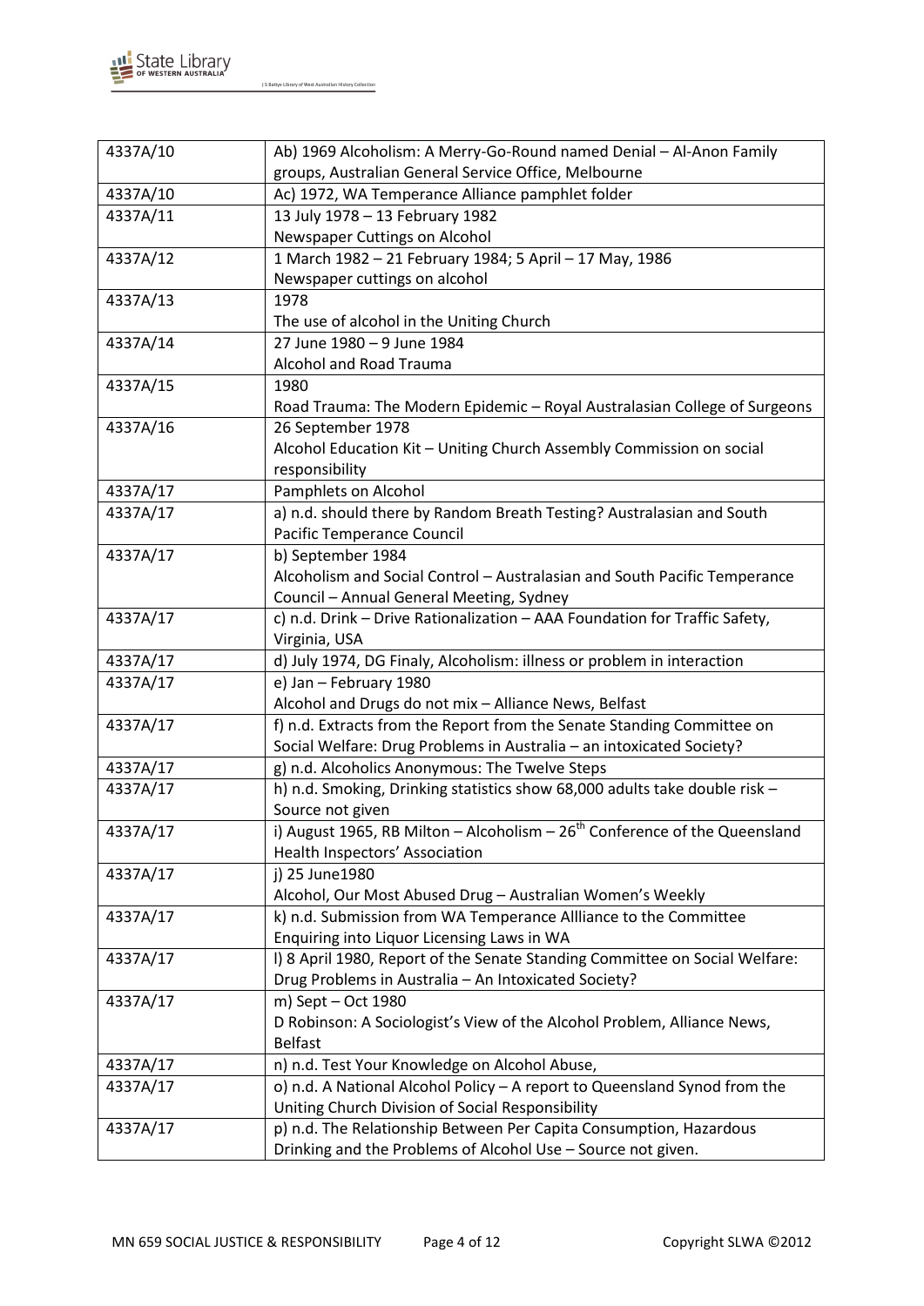| | |
|---|---|
| 4337A/10 | Ab) 1969 Alcoholism: A Merry-Go-Round named Denial – Al-Anon Family groups, Australian General Service Office, Melbourne |
| 4337A/10 | Ac) 1972, WA Temperance Alliance pamphlet folder |
| 4337A/11 | 13 July 1978 – 13 February 1982<br>Newspaper Cuttings on Alcohol |
| 4337A/12 | 1 March 1982 – 21 February 1984; 5 April – 17 May, 1986<br>Newspaper cuttings on alcohol |
| 4337A/13 | 1978<br>The use of alcohol in the Uniting Church |
| 4337A/14 | 27 June 1980 – 9 June 1984<br>Alcohol and Road Trauma |
| 4337A/15 | 1980<br>Road Trauma: The Modern Epidemic – Royal Australasian College of Surgeons |
| 4337A/16 | 26 September 1978<br>Alcohol Education Kit – Uniting Church Assembly Commission on social responsibility |
| 4337A/17 | Pamphlets on Alcohol |
| 4337A/17 | a) n.d. should there by Random Breath Testing? Australasian and South Pacific Temperance Council |
| 4337A/17 | b) September 1984<br>Alcoholism and Social Control – Australasian and South Pacific Temperance Council – Annual General Meeting, Sydney |
| 4337A/17 | c) n.d. Drink – Drive Rationalization – AAA Foundation for Traffic Safety, Virginia, USA |
| 4337A/17 | d) July 1974, DG Finaly, Alcoholism: illness or problem in interaction |
| 4337A/17 | e) Jan – February 1980<br>Alcohol and Drugs do not mix – Alliance News, Belfast |
| 4337A/17 | f) n.d. Extracts from the Report from the Senate Standing Committee on Social Welfare: Drug Problems in Australia – an intoxicated Society? |
| 4337A/17 | g) n.d. Alcoholics Anonymous: The Twelve Steps |
| 4337A/17 | h) n.d. Smoking, Drinking statistics show 68,000 adults take double risk – Source not given |
| 4337A/17 | i) August 1965, RB Milton – Alcoholism – 26th Conference of the Queensland Health Inspectors' Association |
| 4337A/17 | j) 25 June1980<br>Alcohol, Our Most Abused Drug – Australian Women's Weekly |
| 4337A/17 | k) n.d. Submission from WA Temperance Allliance to the Committee Enquiring into Liquor Licensing Laws in WA |
| 4337A/17 | l) 8 April 1980, Report of the Senate Standing Committee on Social Welfare: Drug Problems in Australia – An Intoxicated Society? |
| 4337A/17 | m) Sept – Oct 1980<br>D Robinson: A Sociologist's View of the Alcohol Problem, Alliance News, Belfast |
| 4337A/17 | n) n.d. Test Your Knowledge on Alcohol Abuse, |
| 4337A/17 | o) n.d. A National Alcohol Policy – A report to Queensland Synod from the Uniting Church Division of Social Responsibility |
| 4337A/17 | p) n.d. The Relationship Between Per Capita Consumption, Hazardous Drinking and the Problems of Alcohol Use – Source not given. |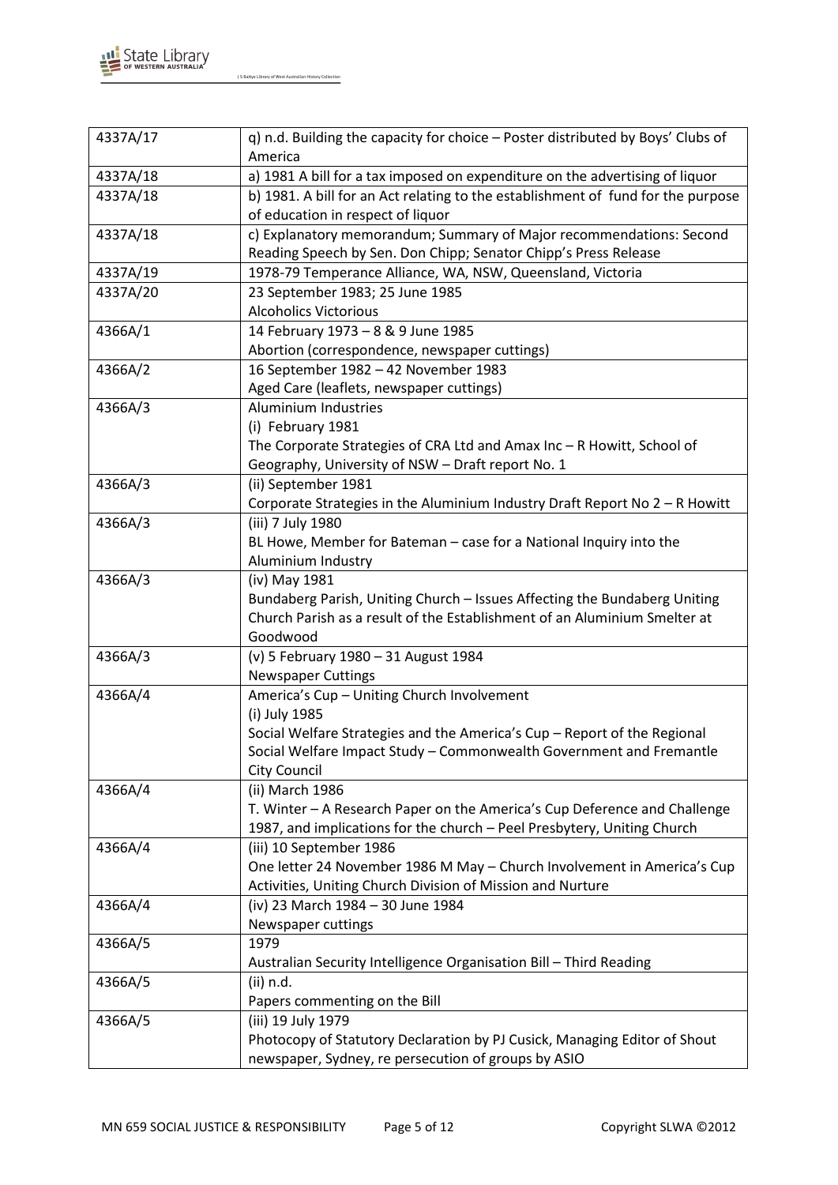| 4337A/17 | q) n.d. Building the capacity for choice – Poster distributed by Boys' Clubs of America |
|---|---|
| 4337A/18 | a) 1981 A bill for a tax imposed on expenditure on the advertising of liquor |
| 4337A/18 | b) 1981. A bill for an Act relating to the establishment of fund for the purpose of education in respect of liquor |
| 4337A/18 | c) Explanatory memorandum; Summary of Major recommendations: Second Reading Speech by Sen. Don Chipp; Senator Chipp's Press Release |
| 4337A/19 | 1978-79 Temperance Alliance, WA, NSW, Queensland, Victoria |
| 4337A/20 | 23 September 1983; 25 June 1985<br>Alcoholics Victorious |
| 4366A/1 | 14 February 1973 – 8 & 9 June 1985<br>Abortion (correspondence, newspaper cuttings) |
| 4366A/2 | 16 September 1982 – 42 November 1983<br>Aged Care (leaflets, newspaper cuttings) |
| 4366A/3 | Aluminium Industries<br>(i) February 1981<br>The Corporate Strategies of CRA Ltd and Amax Inc – R Howitt, School of Geography, University of NSW – Draft report No. 1 |
| 4366A/3 | (ii) September 1981<br>Corporate Strategies in the Aluminium Industry Draft Report No 2 – R Howitt |
| 4366A/3 | (iii) 7 July 1980<br>BL Howe, Member for Bateman – case for a National Inquiry into the Aluminium Industry |
| 4366A/3 | (iv) May 1981<br>Bundaberg Parish, Uniting Church – Issues Affecting the Bundaberg Uniting Church Parish as a result of the Establishment of an Aluminium Smelter at Goodwood |
| 4366A/3 | (v) 5 February 1980 – 31 August 1984<br>Newspaper Cuttings |
| 4366A/4 | America's Cup – Uniting Church Involvement<br>(i) July 1985<br>Social Welfare Strategies and the America's Cup – Report of the Regional Social Welfare Impact Study – Commonwealth Government and Fremantle City Council |
| 4366A/4 | (ii) March 1986<br>T. Winter – A Research Paper on the America's Cup Deference and Challenge 1987, and implications for the church – Peel Presbytery, Uniting Church |
| 4366A/4 | (iii) 10 September 1986<br>One letter 24 November 1986 M May – Church Involvement in America's Cup Activities, Uniting Church Division of Mission and Nurture |
| 4366A/4 | (iv) 23 March 1984 – 30 June 1984<br>Newspaper cuttings |
| 4366A/5 | 1979<br>Australian Security Intelligence Organisation Bill – Third Reading |
| 4366A/5 | (ii) n.d.<br>Papers commenting on the Bill |
| 4366A/5 | (iii) 19 July 1979<br>Photocopy of Statutory Declaration by PJ Cusick, Managing Editor of Shout newspaper, Sydney, re persecution of groups by ASIO |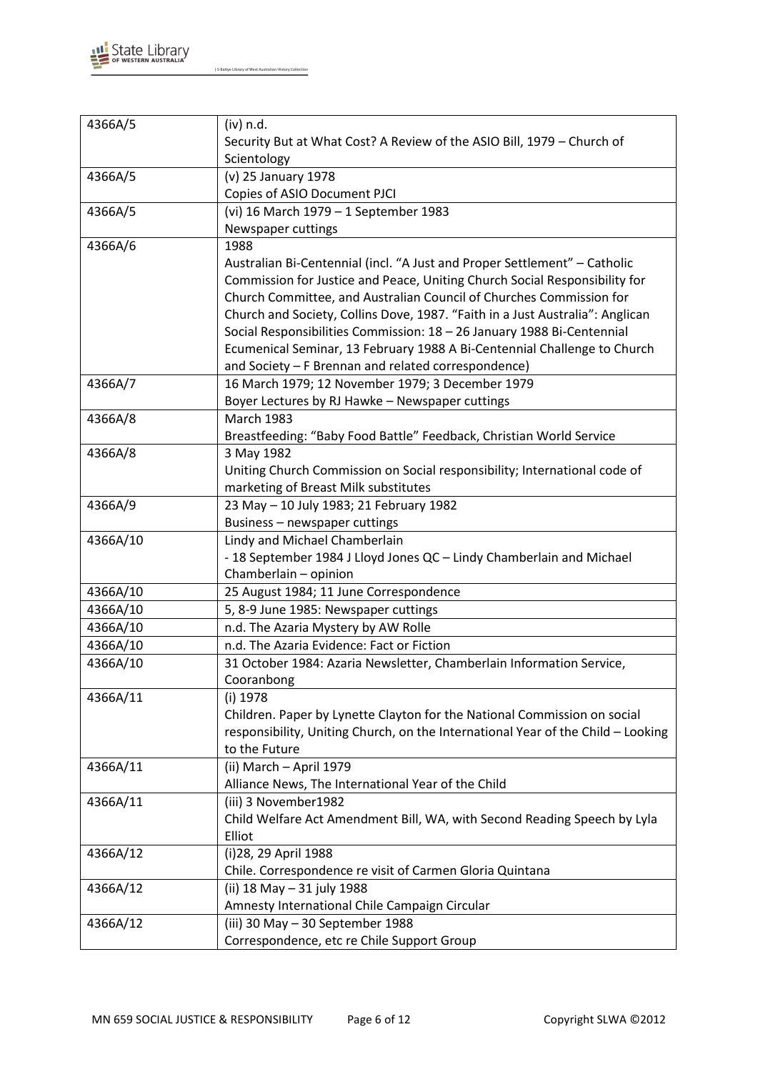| | |
|---|---|
| 4366A/5 | (iv) n.d.<br>Security But at What Cost? A Review of the ASIO Bill, 1979 – Church of Scientology |
| 4366A/5 | (v) 25 January 1978<br>Copies of ASIO Document PJCI |
| 4366A/5 | (vi) 16 March 1979 – 1 September 1983<br>Newspaper cuttings |
| 4366A/6 | 1988<br>Australian Bi-Centennial (incl. "A Just and Proper Settlement" – Catholic Commission for Justice and Peace, Uniting Church Social Responsibility for Church Committee, and Australian Council of Churches Commission for Church and Society, Collins Dove, 1987. "Faith in a Just Australia": Anglican Social Responsibilities Commission: 18 – 26 January 1988 Bi-Centennial Ecumenical Seminar, 13 February 1988 A Bi-Centennial Challenge to Church and Society – F Brennan and related correspondence) |
| 4366A/7 | 16 March 1979; 12 November 1979; 3 December 1979<br>Boyer Lectures by RJ Hawke – Newspaper cuttings |
| 4366A/8 | March 1983<br>Breastfeeding: "Baby Food Battle" Feedback, Christian World Service |
| 4366A/8 | 3 May 1982<br>Uniting Church Commission on Social responsibility; International code of marketing of Breast Milk substitutes |
| 4366A/9 | 23 May – 10 July 1983; 21 February 1982<br>Business – newspaper cuttings |
| 4366A/10 | Lindy and Michael Chamberlain<br>- 18 September 1984 J Lloyd Jones QC – Lindy Chamberlain and Michael Chamberlain – opinion |
| 4366A/10 | 25 August 1984; 11 June Correspondence |
| 4366A/10 | 5, 8-9 June 1985: Newspaper cuttings |
| 4366A/10 | n.d. The Azaria Mystery by AW Rolle |
| 4366A/10 | n.d. The Azaria Evidence: Fact or Fiction |
| 4366A/10 | 31 October 1984: Azaria Newsletter, Chamberlain Information Service, Cooranbong |
| 4366A/11 | (i) 1978<br>Children. Paper by Lynette Clayton for the National Commission on social responsibility, Uniting Church, on the International Year of the Child – Looking to the Future |
| 4366A/11 | (ii) March – April 1979<br>Alliance News, The International Year of the Child |
| 4366A/11 | (iii) 3 November1982<br>Child Welfare Act Amendment Bill, WA, with Second Reading Speech by Lyla Elliot |
| 4366A/12 | (i)28, 29 April 1988<br>Chile. Correspondence re visit of Carmen Gloria Quintana |
| 4366A/12 | (ii) 18 May – 31 july 1988<br>Amnesty International Chile Campaign Circular |
| 4366A/12 | (iii) 30 May – 30 September 1988<br>Correspondence, etc re Chile Support Group |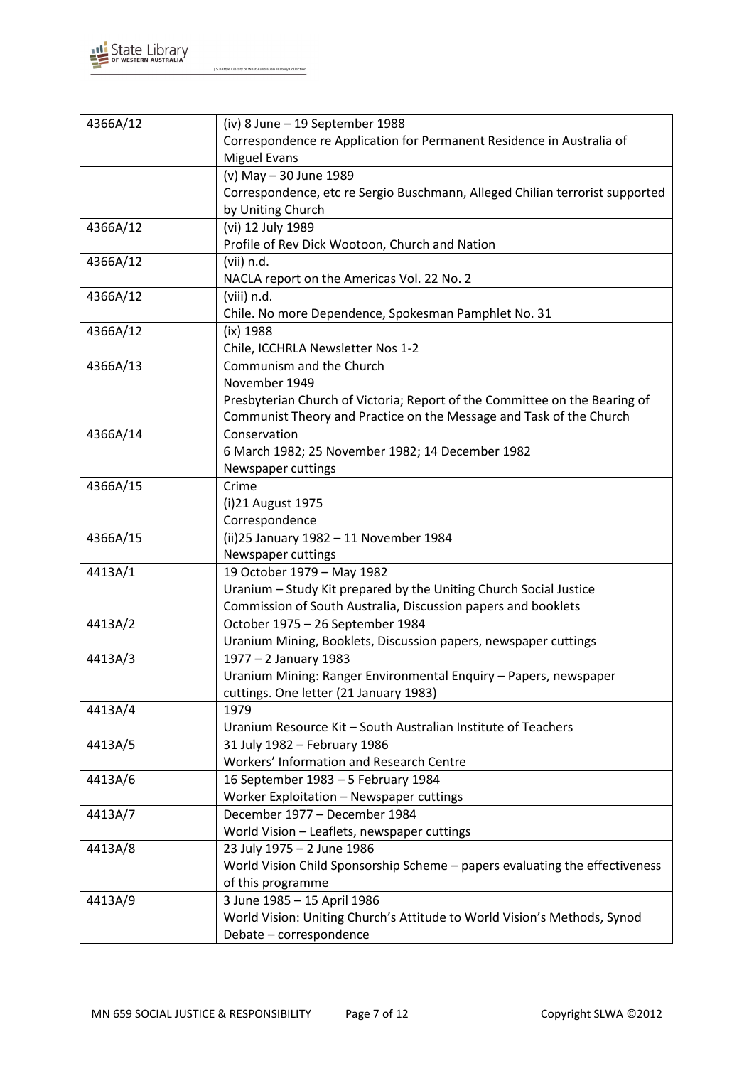| | |
|---|---|
| 4366A/12 | (iv) 8 June – 19 September 1988<br>Correspondence re Application for Permanent Residence in Australia of Miguel Evans |
| | (v) May – 30 June 1989<br>Correspondence, etc re Sergio Buschmann, Alleged Chilian terrorist supported by Uniting Church |
| 4366A/12 | (vi) 12 July 1989<br>Profile of Rev Dick Wootoon, Church and Nation |
| 4366A/12 | (vii) n.d.<br>NACLA report on the Americas Vol. 22 No. 2 |
| 4366A/12 | (viii) n.d.<br>Chile. No more Dependence, Spokesman Pamphlet No. 31 |
| 4366A/12 | (ix) 1988<br>Chile, ICCHRLA Newsletter Nos 1-2 |
| 4366A/13 | Communism and the Church<br>November 1949<br>Presbyterian Church of Victoria; Report of the Committee on the Bearing of Communist Theory and Practice on the Message and Task of the Church |
| 4366A/14 | Conservation<br>6 March 1982; 25 November 1982; 14 December 1982<br>Newspaper cuttings |
| 4366A/15 | Crime<br>(i)21 August 1975<br>Correspondence |
| 4366A/15 | (ii)25 January 1982 – 11 November 1984<br>Newspaper cuttings |
| 4413A/1 | 19 October 1979 – May 1982<br>Uranium – Study Kit prepared by the Uniting Church Social Justice Commission of South Australia, Discussion papers and booklets |
| 4413A/2 | October 1975 – 26 September 1984<br>Uranium Mining, Booklets, Discussion papers, newspaper cuttings |
| 4413A/3 | 1977 – 2 January 1983<br>Uranium Mining: Ranger Environmental Enquiry – Papers, newspaper cuttings. One letter (21 January 1983) |
| 4413A/4 | 1979<br>Uranium Resource Kit – South Australian Institute of Teachers |
| 4413A/5 | 31 July 1982 – February 1986<br>Workers' Information and Research Centre |
| 4413A/6 | 16 September 1983 – 5 February 1984<br>Worker Exploitation – Newspaper cuttings |
| 4413A/7 | December 1977 – December 1984<br>World Vision – Leaflets, newspaper cuttings |
| 4413A/8 | 23 July 1975 – 2 June 1986<br>World Vision Child Sponsorship Scheme – papers evaluating the effectiveness of this programme |
| 4413A/9 | 3 June 1985 – 15 April 1986<br>World Vision: Uniting Church's Attitude to World Vision's Methods, Synod Debate – correspondence |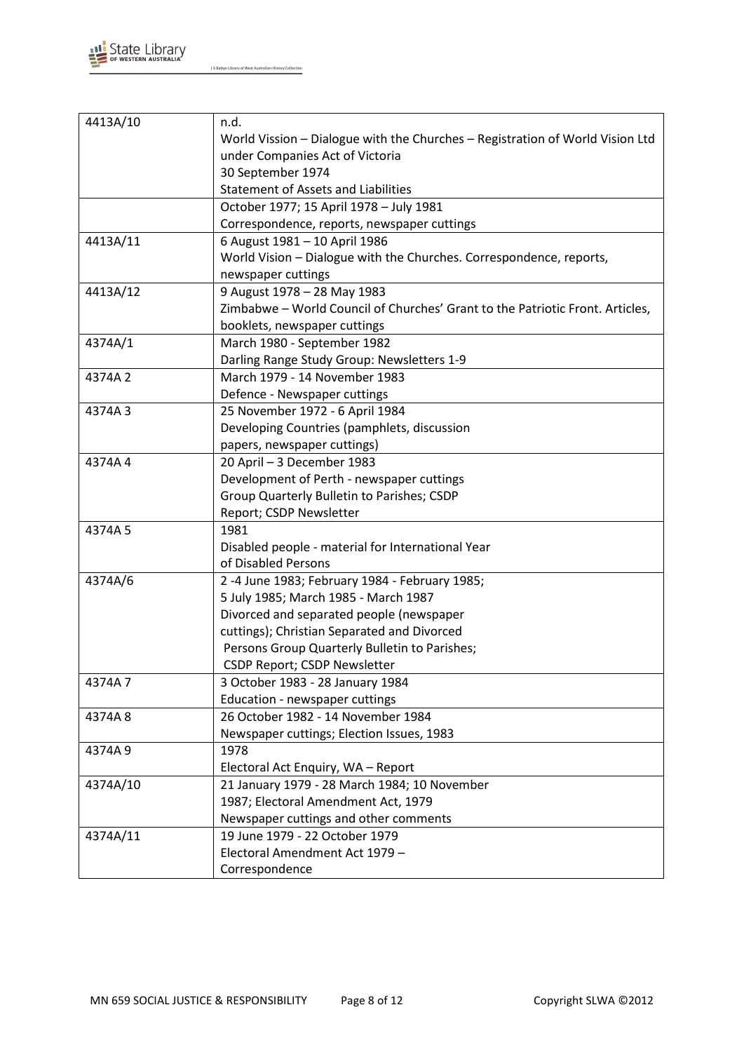| | |
|---|---|
| 4413A/10 | n.d.<br>World Vission – Dialogue with the Churches – Registration of World Vision Ltd under Companies Act of Victoria<br>30 September 1974<br>Statement of Assets and Liabilities |
| | October 1977; 15 April 1978 – July 1981<br>Correspondence, reports, newspaper cuttings |
| 4413A/11 | 6 August 1981 – 10 April 1986<br>World Vision – Dialogue with the Churches. Correspondence, reports, newspaper cuttings |
| 4413A/12 | 9 August 1978 – 28 May 1983<br>Zimbabwe – World Council of Churches' Grant to the Patriotic Front. Articles, booklets, newspaper cuttings |
| 4374A/1 | March 1980 - September 1982<br>Darling Range Study Group: Newsletters 1-9 |
| 4374A 2 | March 1979 - 14 November 1983<br>Defence - Newspaper cuttings |
| 4374A 3 | 25 November 1972 - 6 April 1984<br>Developing Countries (pamphlets, discussion papers, newspaper cuttings) |
| 4374A 4 | 20 April – 3 December 1983<br>Development of Perth - newspaper cuttings<br>Group Quarterly Bulletin to Parishes; CSDP Report; CSDP Newsletter |
| 4374A 5 | 1981<br>Disabled people - material for International Year of Disabled Persons |
| 4374A/6 | 2 -4 June 1983; February 1984 - February 1985; 5 July 1985; March 1985 - March 1987<br>Divorced and separated people (newspaper cuttings); Christian Separated and Divorced Persons Group Quarterly Bulletin to Parishes; CSDP Report; CSDP Newsletter |
| 4374A 7 | 3 October 1983 - 28 January 1984<br>Education - newspaper cuttings |
| 4374A 8 | 26 October 1982 - 14 November 1984<br>Newspaper cuttings; Election Issues, 1983 |
| 4374A 9 | 1978<br>Electoral Act Enquiry, WA – Report |
| 4374A/10 | 21 January 1979 - 28 March 1984; 10 November 1987; Electoral Amendment Act, 1979<br>Newspaper cuttings and other comments |
| 4374A/11 | 19 June 1979 - 22 October 1979<br>Electoral Amendment Act 1979 – Correspondence |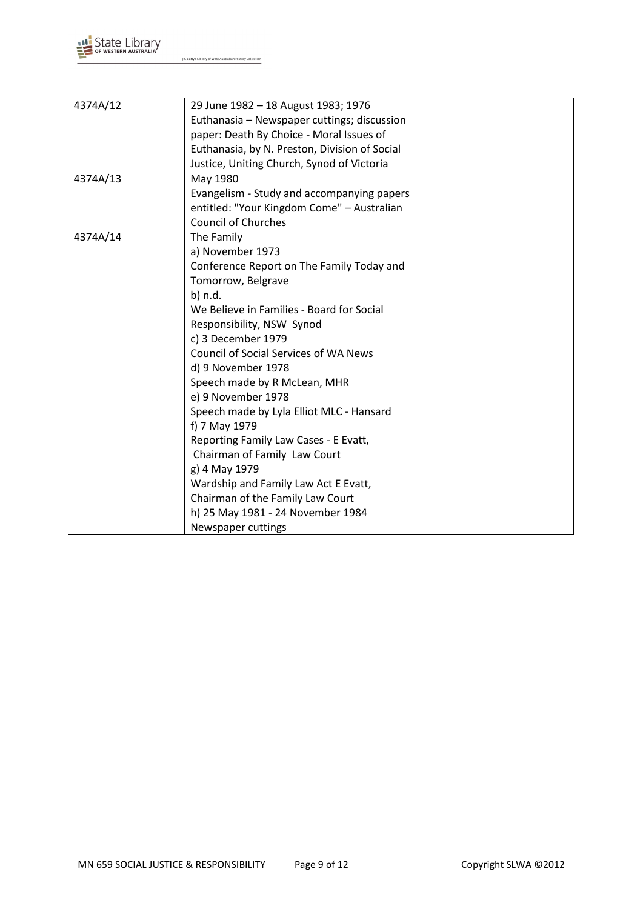| | |
|---|---|
| 4374A/12 | 29 June 1982 – 18 August 1983; 1976<br>Euthanasia – Newspaper cuttings; discussion paper: Death By Choice - Moral Issues of Euthanasia, by N. Preston, Division of Social Justice, Uniting Church, Synod of Victoria |
| 4374A/13 | May 1980<br>Evangelism - Study and accompanying papers entitled: "Your Kingdom Come" – Australian Council of Churches |
| 4374A/14 | The Family<br>a) November 1973<br>Conference Report on The Family Today and Tomorrow, Belgrave<br>b) n.d.<br>We Believe in Families - Board for Social Responsibility, NSW Synod<br>c) 3 December 1979<br>Council of Social Services of WA News<br>d) 9 November 1978<br>Speech made by R McLean, MHR<br>e) 9 November 1978<br>Speech made by Lyla Elliot MLC - Hansard<br>f) 7 May 1979<br>Reporting Family Law Cases - E Evatt, Chairman of Family Law Court<br>g) 4 May 1979<br>Wardship and Family Law Act E Evatt, Chairman of the Family Law Court<br>h) 25 May 1981 - 24 November 1984<br>Newspaper cuttings |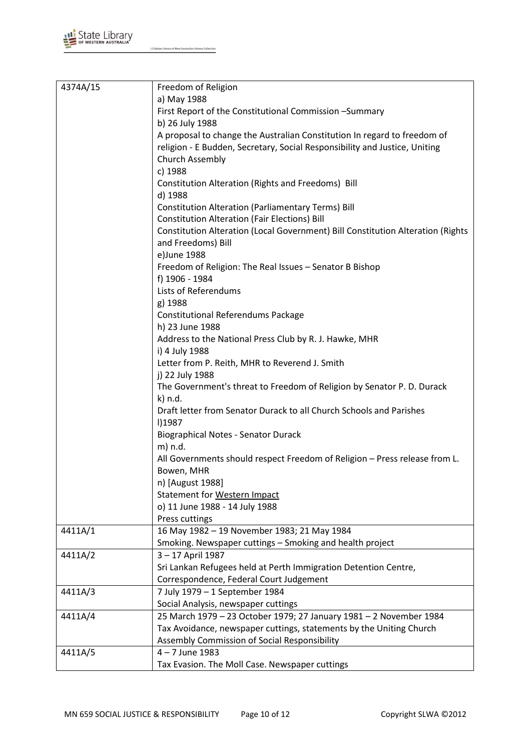| | |
|---|---|
| 4374A/15 | Freedom of Religion<br>a) May 1988<br>First Report of the Constitutional Commission –Summary<br>b) 26 July 1988<br>A proposal to change the Australian Constitution In regard to freedom of religion - E Budden, Secretary, Social Responsibility and Justice, Uniting Church Assembly<br>c) 1988<br>Constitution Alteration (Rights and Freedoms) Bill<br>d) 1988<br>Constitution Alteration (Parliamentary Terms) Bill<br>Constitution Alteration (Fair Elections) Bill<br>Constitution Alteration (Local Government) Bill Constitution Alteration (Rights and Freedoms) Bill<br>e)June 1988<br>Freedom of Religion: The Real Issues – Senator B Bishop<br>f) 1906 - 1984<br>Lists of Referendums<br>g) 1988<br>Constitutional Referendums Package<br>h) 23 June 1988<br>Address to the National Press Club by R. J. Hawke, MHR<br>i) 4 July 1988<br>Letter from P. Reith, MHR to Reverend J. Smith<br>j) 22 July 1988<br>The Government's threat to Freedom of Religion by Senator P. D. Durack<br>k) n.d.<br>Draft letter from Senator Durack to all Church Schools and Parishes<br>l)1987<br>Biographical Notes - Senator Durack<br>m) n.d.<br>All Governments should respect Freedom of Religion – Press release from L. Bowen, MHR<br>n) [August 1988]<br>Statement for Western Impact<br>o) 11 June 1988 - 14 July 1988<br>Press cuttings |
| 4411A/1 | 16 May 1982 – 19 November 1983; 21 May 1984<br>Smoking. Newspaper cuttings – Smoking and health project |
| 4411A/2 | 3 – 17 April 1987<br>Sri Lankan Refugees held at Perth Immigration Detention Centre, Correspondence, Federal Court Judgement |
| 4411A/3 | 7 July 1979 – 1 September 1984<br>Social Analysis, newspaper cuttings |
| 4411A/4 | 25 March 1979 – 23 October 1979; 27 January 1981 – 2 November 1984<br>Tax Avoidance, newspaper cuttings, statements by the Uniting Church Assembly Commission of Social Responsibility |
| 4411A/5 | 4 – 7 June 1983<br>Tax Evasion. The Moll Case. Newspaper cuttings |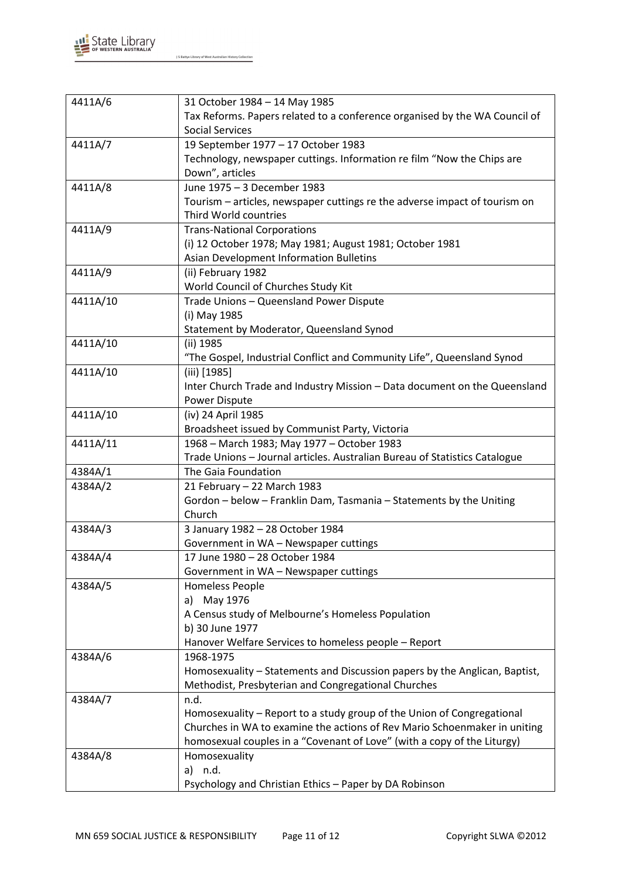| | |
|---|---|
| 4411A/6 | 31 October 1984 – 14 May 1985<br>Tax Reforms. Papers related to a conference organised by the WA Council of Social Services |
| 4411A/7 | 19 September 1977 – 17 October 1983<br>Technology, newspaper cuttings. Information re film "Now the Chips are Down", articles |
| 4411A/8 | June 1975 – 3 December 1983<br>Tourism – articles, newspaper cuttings re the adverse impact of tourism on Third World countries |
| 4411A/9 | Trans-National Corporations<br>(i) 12 October 1978; May 1981; August 1981; October 1981<br>Asian Development Information Bulletins |
| 4411A/9 | (ii) February 1982<br>World Council of Churches Study Kit |
| 4411A/10 | Trade Unions – Queensland Power Dispute<br>(i) May 1985<br>Statement by Moderator, Queensland Synod |
| 4411A/10 | (ii) 1985<br>"The Gospel, Industrial Conflict and Community Life", Queensland Synod |
| 4411A/10 | (iii) [1985]<br>Inter Church Trade and Industry Mission – Data document on the Queensland Power Dispute |
| 4411A/10 | (iv) 24 April 1985<br>Broadsheet issued by Communist Party, Victoria |
| 4411A/11 | 1968 – March 1983; May 1977 – October 1983<br>Trade Unions – Journal articles. Australian Bureau of Statistics Catalogue |
| 4384A/1 | The Gaia Foundation |
| 4384A/2 | 21 February – 22 March 1983<br>Gordon – below – Franklin Dam, Tasmania – Statements by the Uniting Church |
| 4384A/3 | 3 January 1982 – 28 October 1984<br>Government in WA – Newspaper cuttings |
| 4384A/4 | 17 June 1980 – 28 October 1984<br>Government in WA – Newspaper cuttings |
| 4384A/5 | Homeless People<br>a) May 1976<br>A Census study of Melbourne's Homeless Population<br>b) 30 June 1977<br>Hanover Welfare Services to homeless people – Report |
| 4384A/6 | 1968-1975<br>Homosexuality – Statements and Discussion papers by the Anglican, Baptist, Methodist, Presbyterian and Congregational Churches |
| 4384A/7 | n.d.<br>Homosexuality – Report to a study group of the Union of Congregational Churches in WA to examine the actions of Rev Mario Schoenmaker in uniting homosexual couples in a "Covenant of Love" (with a copy of the Liturgy) |
| 4384A/8 | Homosexuality<br>a) n.d.<br>Psychology and Christian Ethics – Paper by DA Robinson |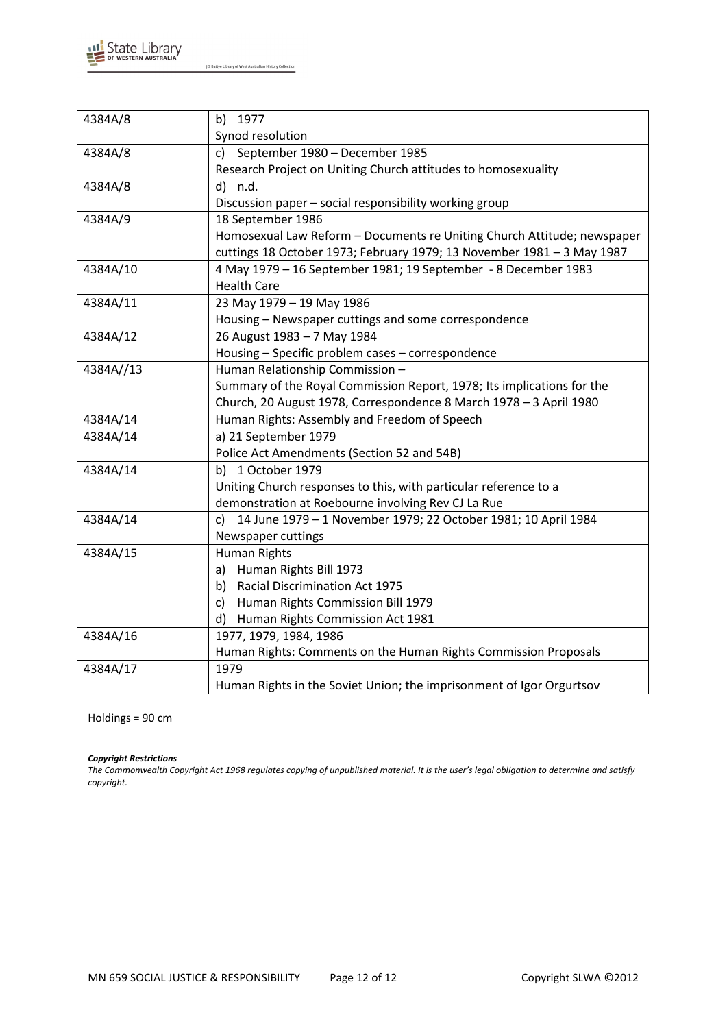| | |
|---|---|
| 4384A/8 | b) 1977<br>Synod resolution |
| 4384A/8 | c) September 1980 – December 1985<br>Research Project on Uniting Church attitudes to homosexuality |
| 4384A/8 | d) n.d.<br>Discussion paper – social responsibility working group |
| 4384A/9 | 18 September 1986<br>Homosexual Law Reform – Documents re Uniting Church Attitude; newspaper cuttings 18 October 1973; February 1979; 13 November 1981 – 3 May 1987 |
| 4384A/10 | 4 May 1979 – 16 September 1981; 19 September - 8 December 1983<br>Health Care |
| 4384A/11 | 23 May 1979 – 19 May 1986<br>Housing – Newspaper cuttings and some correspondence |
| 4384A/12 | 26 August 1983 – 7 May 1984<br>Housing – Specific problem cases – correspondence |
| 4384A//13 | Human Relationship Commission –<br>Summary of the Royal Commission Report, 1978; Its implications for the Church, 20 August 1978, Correspondence 8 March 1978 – 3 April 1980 |
| 4384A/14 | Human Rights: Assembly and Freedom of Speech |
| 4384A/14 | a) 21 September 1979<br>Police Act Amendments (Section 52 and 54B) |
| 4384A/14 | b) 1 October 1979<br>Uniting Church responses to this, with particular reference to a demonstration at Roebourne involving Rev CJ La Rue |
| 4384A/14 | c) 14 June 1979 – 1 November 1979; 22 October 1981; 10 April 1984<br>Newspaper cuttings |
| 4384A/15 | Human Rights<br>a) Human Rights Bill 1973<br>b) Racial Discrimination Act 1975<br>c) Human Rights Commission Bill 1979<br>d) Human Rights Commission Act 1981 |
| 4384A/16 | 1977, 1979, 1984, 1986<br>Human Rights: Comments on the Human Rights Commission Proposals |
| 4384A/17 | 1979<br>Human Rights in the Soviet Union; the imprisonment of Igor Orgurtsov |

Holdings = 90 cm

***Copyright Restrictions***

*The Commonwealth Copyright Act 1968 regulates copying of unpublished material. It is the user's legal obligation to determine and satisfy copyright.*